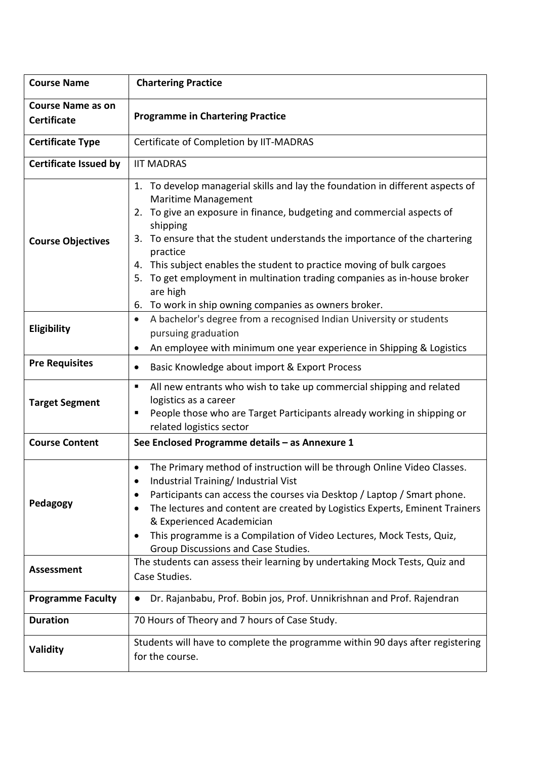| **Course Name** | **Chartering Practice** |
|---|---|
| **Course Name as on Certificate** | **Programme in Chartering Practice** |
| **Certificate Type** | Certificate of Completion by IIT-MADRAS |
| **Certificate Issued by** | IIT MADRAS |
| **Course Objectives** | 1. To develop managerial skills and lay the foundation in different aspects of Maritime Management<br>2. To give an exposure in finance, budgeting and commercial aspects of shipping<br>3. To ensure that the student understands the importance of the chartering practice<br>4. This subject enables the student to practice moving of bulk cargoes<br>5. To get employment in multination trading companies as in-house broker are high<br>6. To work in ship owning companies as owners broker. |
| **Eligibility** | • A bachelor's degree from a recognised Indian University or students pursuing graduation<br>• An employee with minimum one year experience in Shipping & Logistics |
| **Pre Requisites** | • Basic Knowledge about import & Export Process |
| **Target Segment** | ▪ All new entrants who wish to take up commercial shipping and related logistics as a career<br>▪ People those who are Target Participants already working in shipping or related logistics sector |
| **Course Content** | **See Enclosed Programme details – as Annexure 1** |
| **Pedagogy** | • The Primary method of instruction will be through Online Video Classes.<br>• Industrial Training/ Industrial Vist<br>• Participants can access the courses via Desktop / Laptop / Smart phone.<br>• The lectures and content are created by Logistics Experts, Eminent Trainers & Experienced Academician<br>• This programme is a Compilation of Video Lectures, Mock Tests, Quiz, Group Discussions and Case Studies. |
| **Assessment** | The students can assess their learning by undertaking Mock Tests, Quiz and Case Studies. |
| **Programme Faculty** | • Dr. Rajanbabu, Prof. Bobin jos, Prof. Unnikrishnan and Prof. Rajendran |
| **Duration** | 70 Hours of Theory and 7 hours of Case Study. |
| **Validity** | Students will have to complete the programme within 90 days after registering for the course. |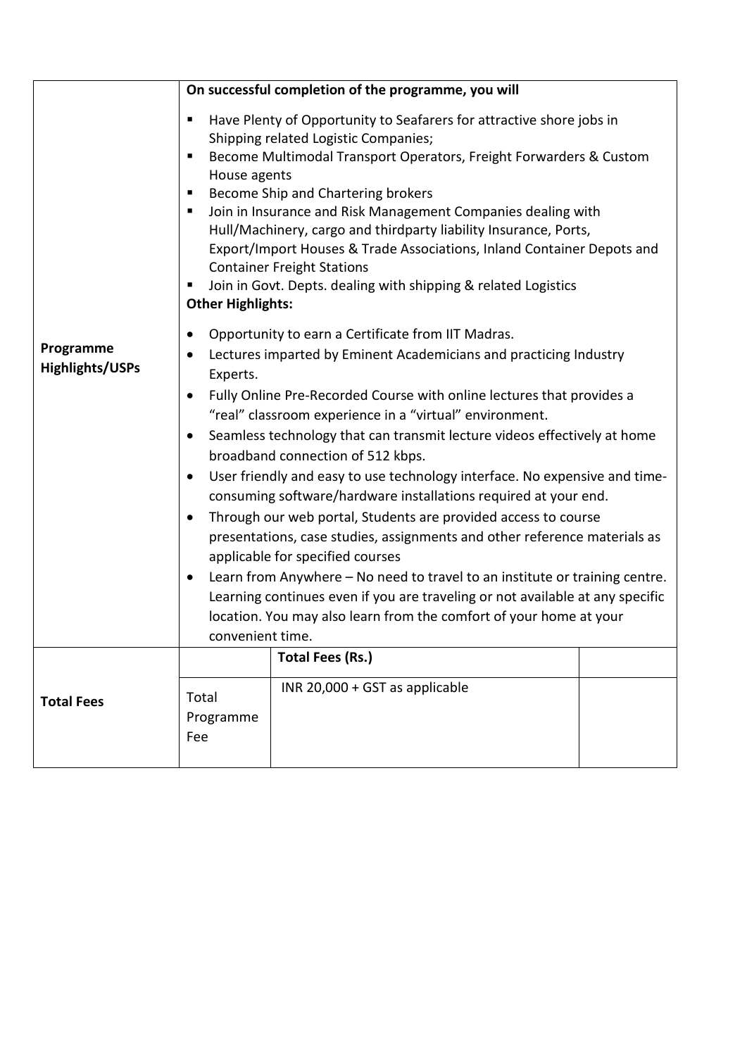| | | | |
|---|---|---|---|
| **Programme Highlights/USPs** | **On successful completion of the programme, you will**<br><br>▪ Have Plenty of Opportunity to Seafarers for attractive shore jobs in Shipping related Logistic Companies;<br>▪ Become Multimodal Transport Operators, Freight Forwarders & Custom House agents<br>▪ Become Ship and Chartering brokers<br>▪ Join in Insurance and Risk Management Companies dealing with Hull/Machinery, cargo and thirdparty liability Insurance, Ports, Export/Import Houses & Trade Associations, Inland Container Depots and Container Freight Stations<br>▪ Join in Govt. Depts. dealing with shipping & related Logistics<br>**Other Highlights:**<br><br>• Opportunity to earn a Certificate from IIT Madras.<br>• Lectures imparted by Eminent Academicians and practicing Industry Experts.<br>• Fully Online Pre-Recorded Course with online lectures that provides a "real" classroom experience in a "virtual" environment.<br>• Seamless technology that can transmit lecture videos effectively at home broadband connection of 512 kbps.<br>• User friendly and easy to use technology interface. No expensive and time-consuming software/hardware installations required at your end.<br>• Through our web portal, Students are provided access to course presentations, case studies, assignments and other reference materials as applicable for specified courses<br>• Learn from Anywhere – No need to travel to an institute or training centre. Learning continues even if you are traveling or not available at any specific location. You may also learn from the comfort of your home at your convenient time. | | |
| **Total Fees** | | **Total Fees (Rs.)** | |
| | Total Programme Fee | INR 20,000 + GST as applicable | |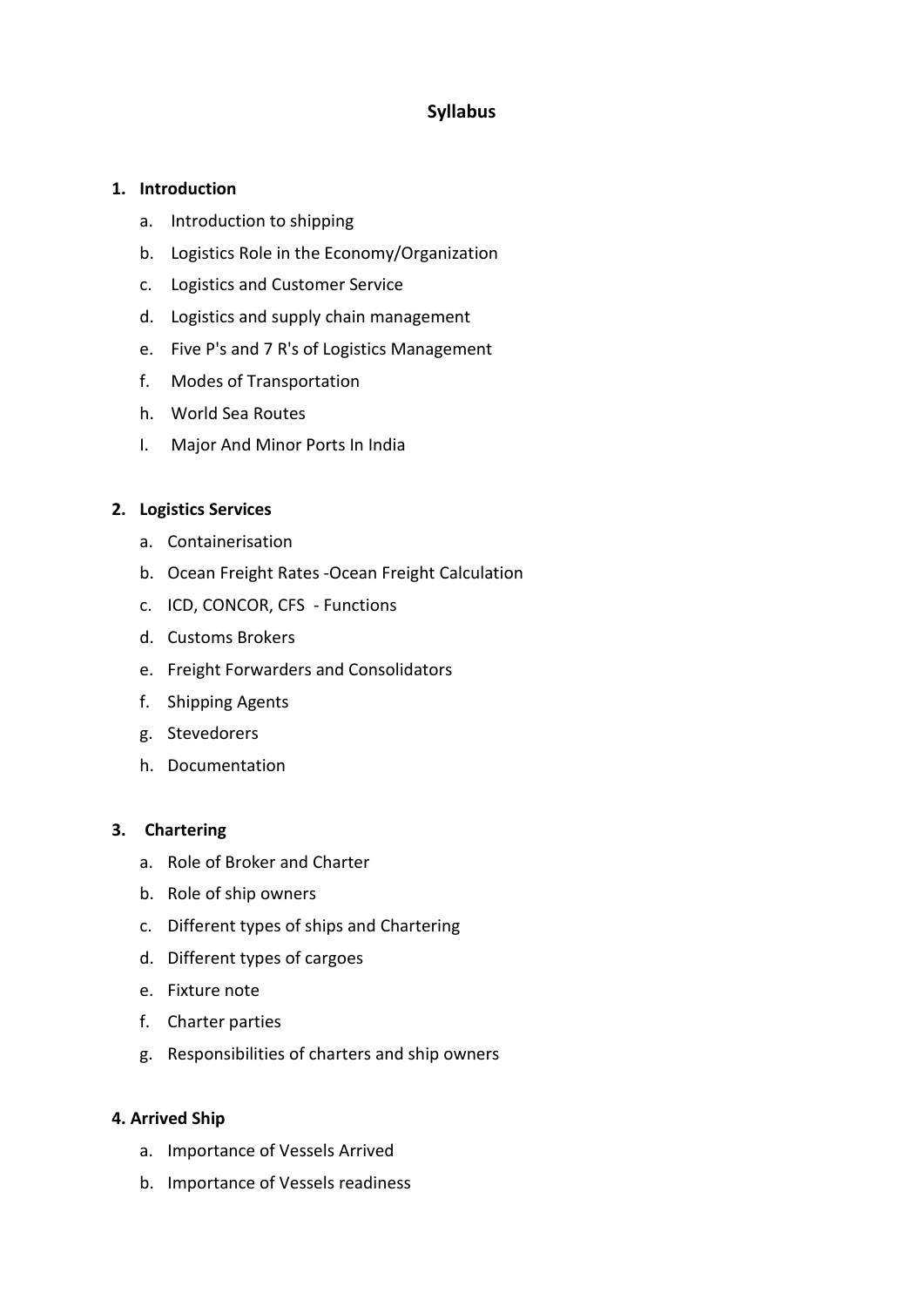# Syllabus

**1. Introduction**

a. Introduction to shipping

b. Logistics Role in the Economy/Organization

c. Logistics and Customer Service

d. Logistics and supply chain management

e. Five P's and 7 R's of Logistics Management

f. Modes of Transportation

h. World Sea Routes

I. Major And Minor Ports In India

**2. Logistics Services**

a. Containerisation

b. Ocean Freight Rates -Ocean Freight Calculation

c. ICD, CONCOR, CFS - Functions

d. Customs Brokers

e. Freight Forwarders and Consolidators

f. Shipping Agents

g. Stevedorers

h. Documentation

**3. Chartering**

a. Role of Broker and Charter

b. Role of ship owners

c. Different types of ships and Chartering

d. Different types of cargoes

e. Fixture note

f. Charter parties

g. Responsibilities of charters and ship owners

**4. Arrived Ship**

a. Importance of Vessels Arrived

b. Importance of Vessels readiness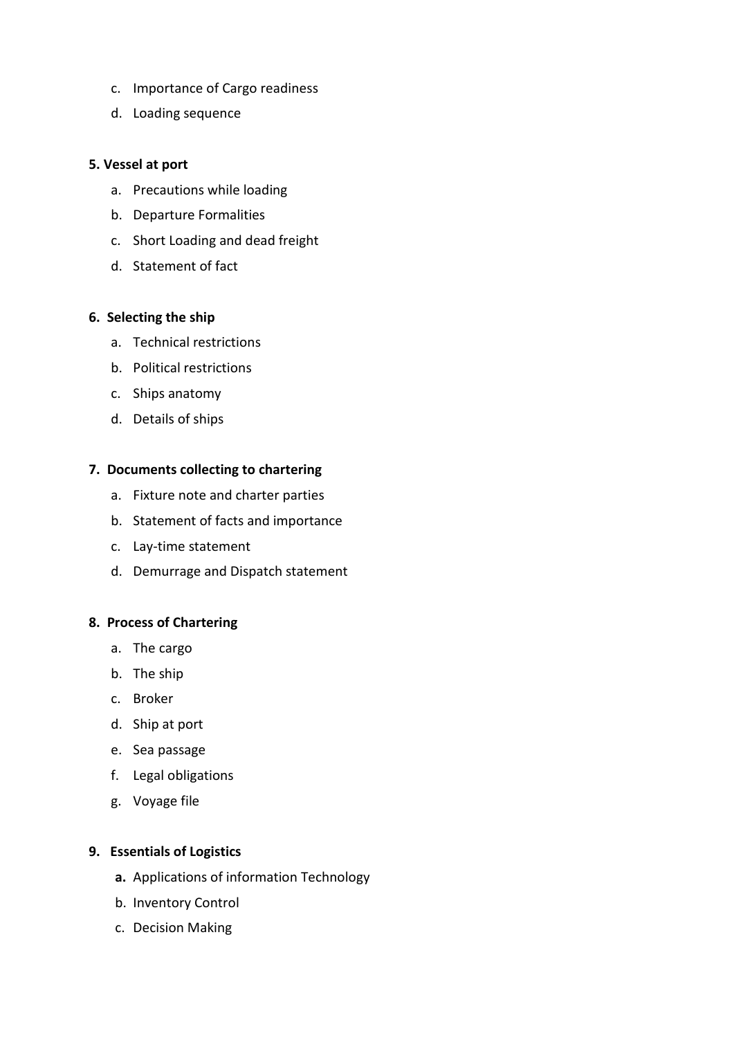c. Importance of Cargo readiness
d. Loading sequence

**5. Vessel at port**

a. Precautions while loading
b. Departure Formalities
c. Short Loading and dead freight
d. Statement of fact

**6. Selecting the ship**

a. Technical restrictions
b. Political restrictions
c. Ships anatomy
d. Details of ships

**7. Documents collecting to chartering**

a. Fixture note and charter parties
b. Statement of facts and importance
c. Lay-time statement
d. Demurrage and Dispatch statement

**8. Process of Chartering**

a. The cargo
b. The ship
c. Broker
d. Ship at port
e. Sea passage
f. Legal obligations
g. Voyage file

**9. Essentials of Logistics**

**a.** Applications of information Technology
b. Inventory Control
c. Decision Making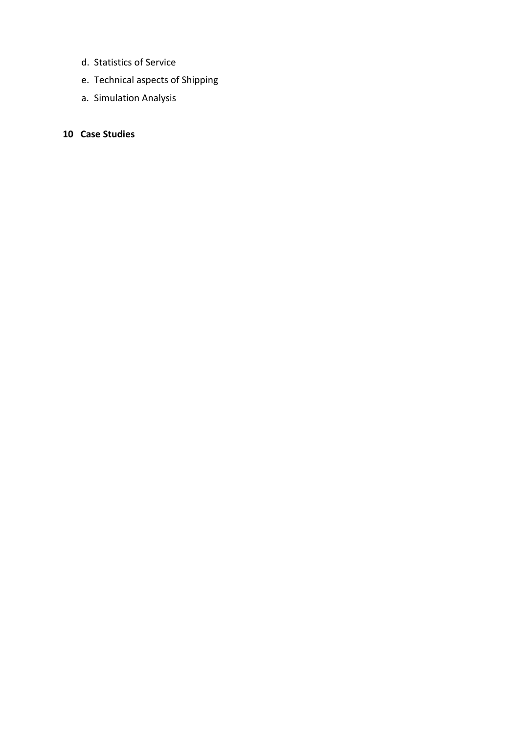d. Statistics of Service
e. Technical aspects of Shipping
a. Simulation Analysis

## 10 Case Studies